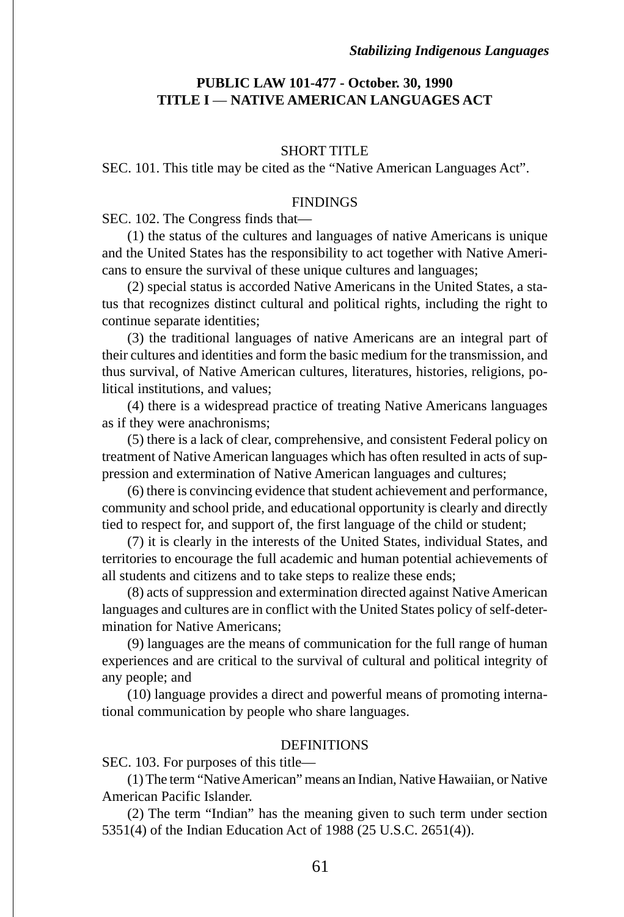## PUBLIC LAW 101-477 - October. 30, 1990
## TITLE I — NATIVE AMERICAN LANGUAGES ACT

### SHORT TITLE

SEC. 101. This title may be cited as the "Native American Languages Act".

### FINDINGS

SEC. 102. The Congress finds that—

(1) the status of the cultures and languages of native Americans is unique and the United States has the responsibility to act together with Native Americans to ensure the survival of these unique cultures and languages;

(2) special status is accorded Native Americans in the United States, a status that recognizes distinct cultural and political rights, including the right to continue separate identities;

(3) the traditional languages of native Americans are an integral part of their cultures and identities and form the basic medium for the transmission, and thus survival, of Native American cultures, literatures, histories, religions, political institutions, and values;

(4) there is a widespread practice of treating Native Americans languages as if they were anachronisms;

(5) there is a lack of clear, comprehensive, and consistent Federal policy on treatment of Native American languages which has often resulted in acts of suppression and extermination of Native American languages and cultures;

(6) there is convincing evidence that student achievement and performance, community and school pride, and educational opportunity is clearly and directly tied to respect for, and support of, the first language of the child or student;

(7) it is clearly in the interests of the United States, individual States, and territories to encourage the full academic and human potential achievements of all students and citizens and to take steps to realize these ends;

(8) acts of suppression and extermination directed against Native American languages and cultures are in conflict with the United States policy of self-determination for Native Americans;

(9) languages are the means of communication for the full range of human experiences and are critical to the survival of cultural and political integrity of any people; and

(10) language provides a direct and powerful means of promoting international communication by people who share languages.

### DEFINITIONS

SEC. 103. For purposes of this title—

(1) The term "Native American" means an Indian, Native Hawaiian, or Native American Pacific Islander.

(2) The term "Indian" has the meaning given to such term under section 5351(4) of the Indian Education Act of 1988 (25 U.S.C. 2651(4)).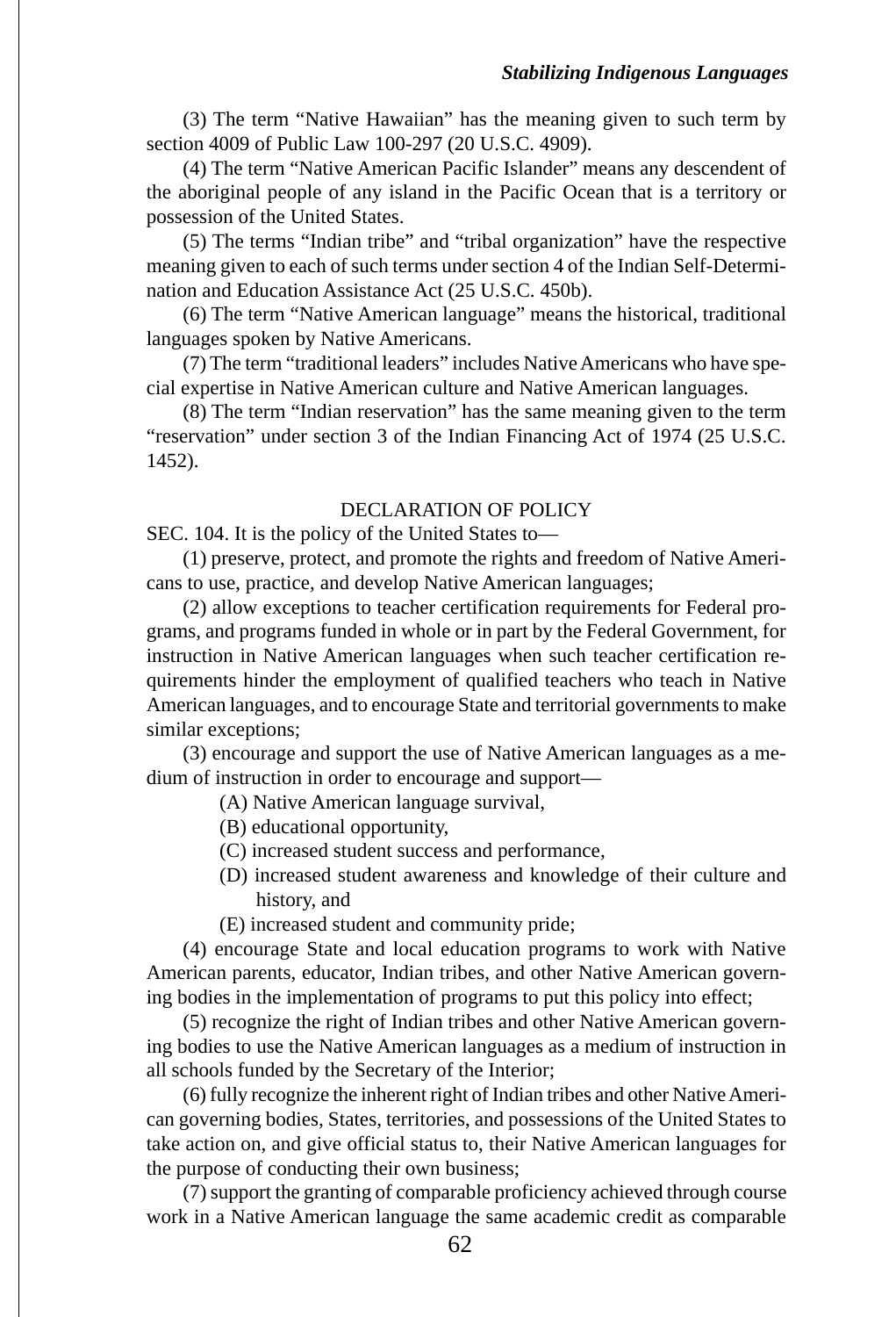(3) The term “Native Hawaiian” has the meaning given to such term by section 4009 of Public Law 100-297 (20 U.S.C. 4909).

(4) The term “Native American Pacific Islander” means any descendent of the aboriginal people of any island in the Pacific Ocean that is a territory or possession of the United States.

(5) The terms “Indian tribe” and “tribal organization” have the respective meaning given to each of such terms under section 4 of the Indian Self-Determination and Education Assistance Act (25 U.S.C. 450b).

(6) The term “Native American language” means the historical, traditional languages spoken by Native Americans.

(7) The term “traditional leaders” includes Native Americans who have special expertise in Native American culture and Native American languages.

(8) The term “Indian reservation” has the same meaning given to the term “reservation” under section 3 of the Indian Financing Act of 1974 (25 U.S.C. 1452).

## DECLARATION OF POLICY

SEC. 104. It is the policy of the United States to—

(1) preserve, protect, and promote the rights and freedom of Native Americans to use, practice, and develop Native American languages;

(2) allow exceptions to teacher certification requirements for Federal programs, and programs funded in whole or in part by the Federal Government, for instruction in Native American languages when such teacher certification requirements hinder the employment of qualified teachers who teach in Native American languages, and to encourage State and territorial governments to make similar exceptions;

(3) encourage and support the use of Native American languages as a medium of instruction in order to encourage and support—

- (A) Native American language survival,
- (B) educational opportunity,
- (C) increased student success and performance,
- (D) increased student awareness and knowledge of their culture and history, and
- (E) increased student and community pride;

(4) encourage State and local education programs to work with Native American parents, educator, Indian tribes, and other Native American governing bodies in the implementation of programs to put this policy into effect;

(5) recognize the right of Indian tribes and other Native American governing bodies to use the Native American languages as a medium of instruction in all schools funded by the Secretary of the Interior;

(6) fully recognize the inherent right of Indian tribes and other Native American governing bodies, States, territories, and possessions of the United States to take action on, and give official status to, their Native American languages for the purpose of conducting their own business;

(7) support the granting of comparable proficiency achieved through course work in a Native American language the same academic credit as comparable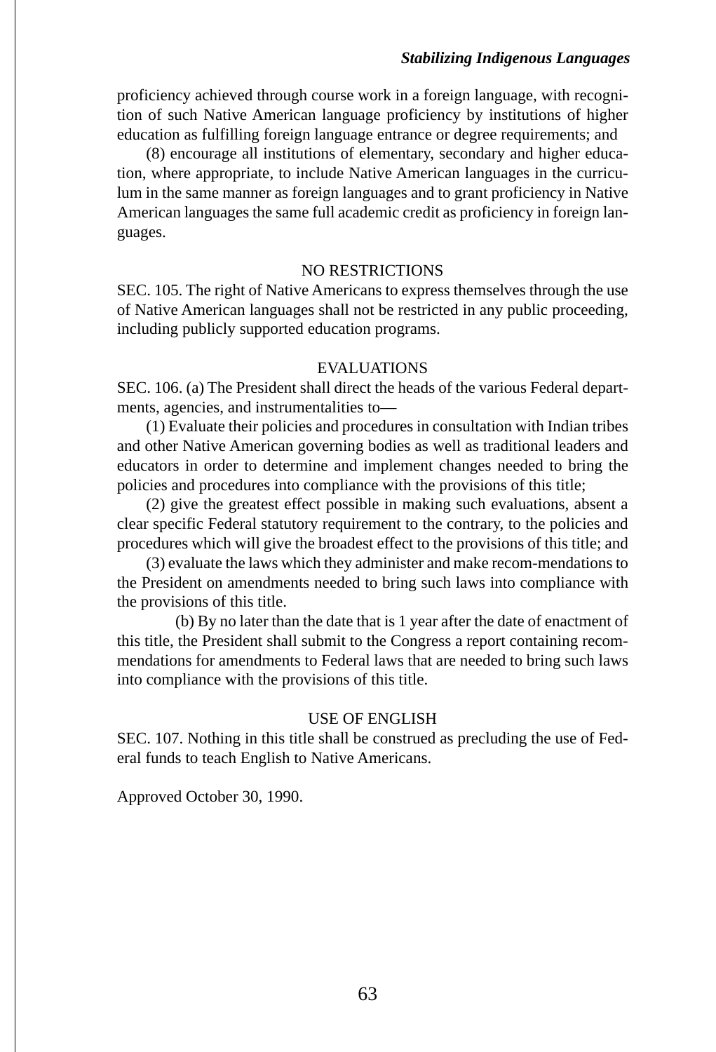proficiency achieved through course work in a foreign language, with recognition of such Native American language proficiency by institutions of higher education as fulfilling foreign language entrance or degree requirements; and

(8) encourage all institutions of elementary, secondary and higher education, where appropriate, to include Native American languages in the curriculum in the same manner as foreign languages and to grant proficiency in Native American languages the same full academic credit as proficiency in foreign languages.

NO RESTRICTIONS

SEC. 105. The right of Native Americans to express themselves through the use of Native American languages shall not be restricted in any public proceeding, including publicly supported education programs.

EVALUATIONS

SEC. 106. (a) The President shall direct the heads of the various Federal departments, agencies, and instrumentalities to—

(1) Evaluate their policies and procedures in consultation with Indian tribes and other Native American governing bodies as well as traditional leaders and educators in order to determine and implement changes needed to bring the policies and procedures into compliance with the provisions of this title;

(2) give the greatest effect possible in making such evaluations, absent a clear specific Federal statutory requirement to the contrary, to the policies and procedures which will give the broadest effect to the provisions of this title; and

(3) evaluate the laws which they administer and make recom-mendations to the President on amendments needed to bring such laws into compliance with the provisions of this title.

(b) By no later than the date that is 1 year after the date of enactment of this title, the President shall submit to the Congress a report containing recommendations for amendments to Federal laws that are needed to bring such laws into compliance with the provisions of this title.

USE OF ENGLISH

SEC. 107. Nothing in this title shall be construed as precluding the use of Federal funds to teach English to Native Americans.

Approved October 30, 1990.